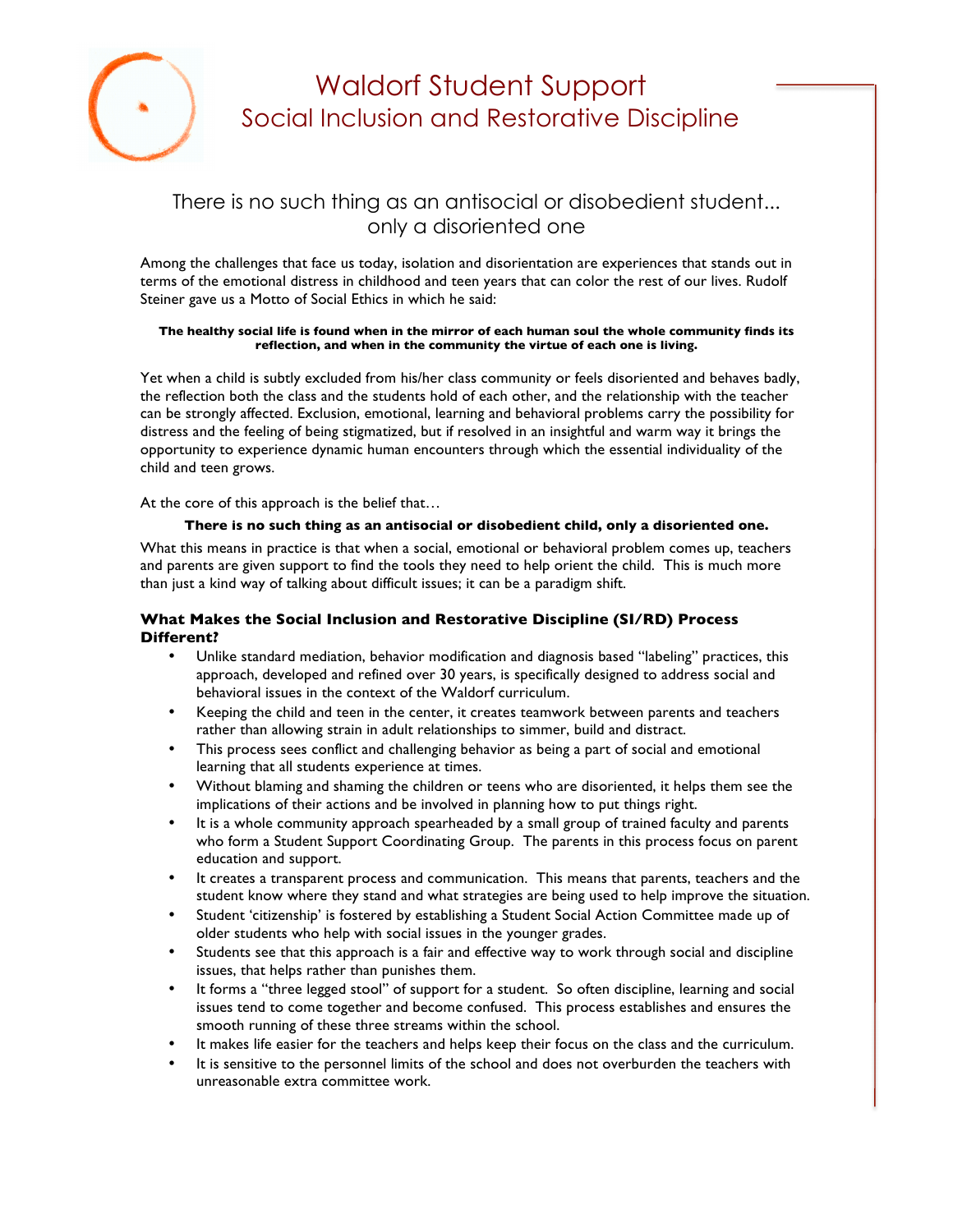# Waldorf Student Support
## Social Inclusion and Restorative Discipline

### There is no such thing as an antisocial or disobedient student... only a disoriented one

Among the challenges that face us today, isolation and disorientation are experiences that stands out in terms of the emotional distress in childhood and teen years that can color the rest of our lives. Rudolf Steiner gave us a Motto of Social Ethics in which he said:

**The healthy social life is found when in the mirror of each human soul the whole community finds its reflection, and when in the community the virtue of each one is living.**

Yet when a child is subtly excluded from his/her class community or feels disoriented and behaves badly, the reflection both the class and the students hold of each other, and the relationship with the teacher can be strongly affected. Exclusion, emotional, learning and behavioral problems carry the possibility for distress and the feeling of being stigmatized, but if resolved in an insightful and warm way it brings the opportunity to experience dynamic human encounters through which the essential individuality of the child and teen grows.

At the core of this approach is the belief that…

**There is no such thing as an antisocial or disobedient child, only a disoriented one.**

What this means in practice is that when a social, emotional or behavioral problem comes up, teachers and parents are given support to find the tools they need to help orient the child. This is much more than just a kind way of talking about difficult issues; it can be a paradigm shift.

### What Makes the Social Inclusion and Restorative Discipline (SI/RD) Process Different?

- Unlike standard mediation, behavior modification and diagnosis based "labeling" practices, this approach, developed and refined over 30 years, is specifically designed to address social and behavioral issues in the context of the Waldorf curriculum.
- Keeping the child and teen in the center, it creates teamwork between parents and teachers rather than allowing strain in adult relationships to simmer, build and distract.
- This process sees conflict and challenging behavior as being a part of social and emotional learning that all students experience at times.
- Without blaming and shaming the children or teens who are disoriented, it helps them see the implications of their actions and be involved in planning how to put things right.
- It is a whole community approach spearheaded by a small group of trained faculty and parents who form a Student Support Coordinating Group. The parents in this process focus on parent education and support.
- It creates a transparent process and communication. This means that parents, teachers and the student know where they stand and what strategies are being used to help improve the situation.
- Student 'citizenship' is fostered by establishing a Student Social Action Committee made up of older students who help with social issues in the younger grades.
- Students see that this approach is a fair and effective way to work through social and discipline issues, that helps rather than punishes them.
- It forms a "three legged stool" of support for a student. So often discipline, learning and social issues tend to come together and become confused. This process establishes and ensures the smooth running of these three streams within the school.
- It makes life easier for the teachers and helps keep their focus on the class and the curriculum.
- It is sensitive to the personnel limits of the school and does not overburden the teachers with unreasonable extra committee work.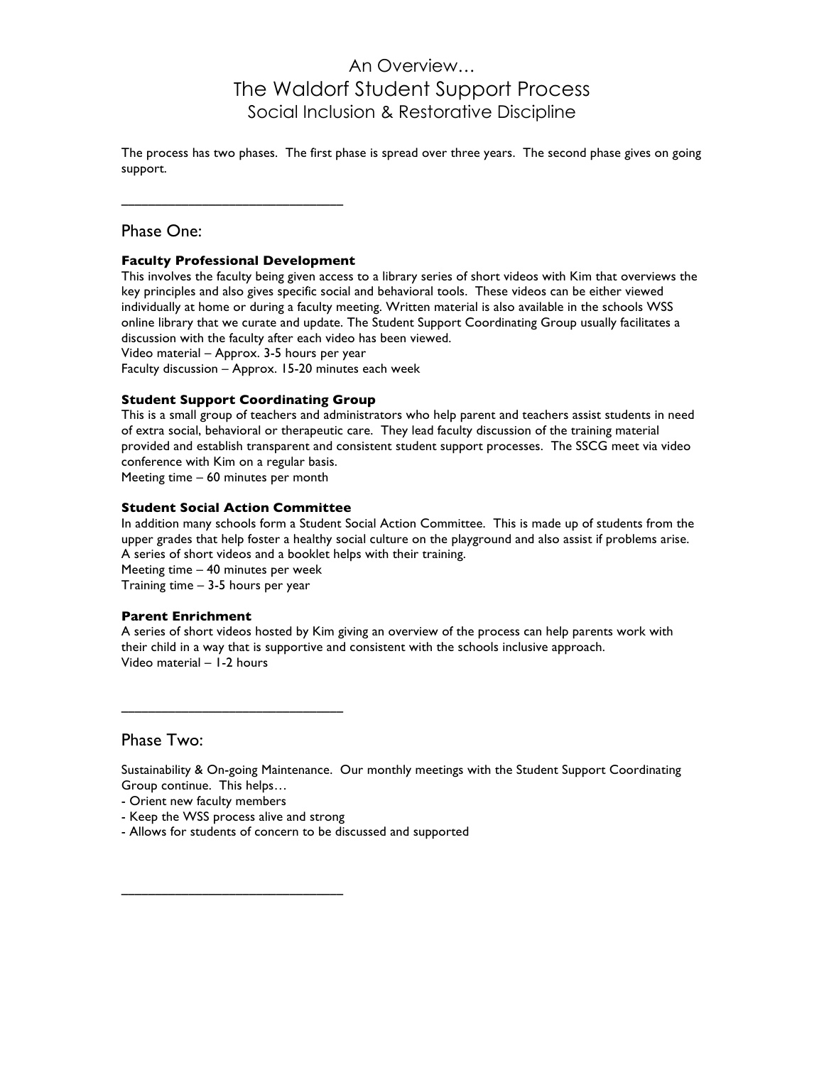# An Overview…
# The Waldorf Student Support Process
## Social Inclusion & Restorative Discipline

The process has two phases. The first phase is spread over three years. The second phase gives on going support.

---

## Phase One:

**Faculty Professional Development**

This involves the faculty being given access to a library series of short videos with Kim that overviews the key principles and also gives specific social and behavioral tools. These videos can be either viewed individually at home or during a faculty meeting. Written material is also available in the schools WSS online library that we curate and update. The Student Support Coordinating Group usually facilitates a discussion with the faculty after each video has been viewed.
Video material – Approx. 3-5 hours per year
Faculty discussion – Approx. 15-20 minutes each week

**Student Support Coordinating Group**

This is a small group of teachers and administrators who help parent and teachers assist students in need of extra social, behavioral or therapeutic care. They lead faculty discussion of the training material provided and establish transparent and consistent student support processes. The SSCG meet via video conference with Kim on a regular basis.
Meeting time – 60 minutes per month

**Student Social Action Committee**

In addition many schools form a Student Social Action Committee. This is made up of students from the upper grades that help foster a healthy social culture on the playground and also assist if problems arise. A series of short videos and a booklet helps with their training.
Meeting time – 40 minutes per week
Training time – 3-5 hours per year

**Parent Enrichment**

A series of short videos hosted by Kim giving an overview of the process can help parents work with their child in a way that is supportive and consistent with the schools inclusive approach.
Video material – 1-2 hours

---

## Phase Two:

Sustainability & On-going Maintenance. Our monthly meetings with the Student Support Coordinating Group continue. This helps…
- Orient new faculty members
- Keep the WSS process alive and strong
- Allows for students of concern to be discussed and supported

---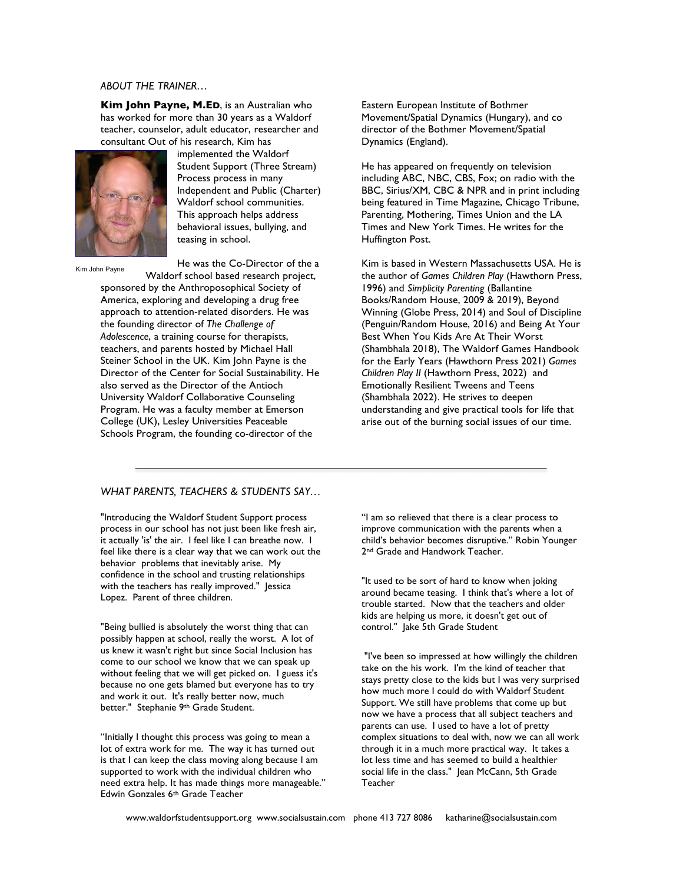*ABOUT THE TRAINER…*

**Kim John Payne, M.ED**, is an Australian who has worked for more than 30 years as a Waldorf teacher, counselor, adult educator, researcher and consultant Out of his research, Kim has implemented the Waldorf Student Support (Three Stream) Process process in many Independent and Public (Charter) Waldorf school communities. This approach helps address behavioral issues, bullying, and teasing in school.

Kim John Payne

He was the Co-Director of the a Waldorf school based research project, sponsored by the Anthroposophical Society of America, exploring and developing a drug free approach to attention-related disorders. He was the founding director of *The Challenge of Adolescence*, a training course for therapists, teachers, and parents hosted by Michael Hall Steiner School in the UK. Kim John Payne is the Director of the Center for Social Sustainability. He also served as the Director of the Antioch University Waldorf Collaborative Counseling Program. He was a faculty member at Emerson College (UK), Lesley Universities Peaceable Schools Program, the founding co-director of the Eastern European Institute of Bothmer Movement/Spatial Dynamics (Hungary), and co director of the Bothmer Movement/Spatial Dynamics (England).

He has appeared on frequently on television including ABC, NBC, CBS, Fox; on radio with the BBC, Sirius/XM, CBC & NPR and in print including being featured in Time Magazine, Chicago Tribune, Parenting, Mothering, Times Union and the LA Times and New York Times. He writes for the Huffington Post.

Kim is based in Western Massachusetts USA. He is the author of *Games Children Play* (Hawthorn Press, 1996) and *Simplicity Parenting* (Ballantine Books/Random House, 2009 & 2019), Beyond Winning (Globe Press, 2014) and Soul of Discipline (Penguin/Random House, 2016) and Being At Your Best When You Kids Are At Their Worst (Shambhala 2018), The Waldorf Games Handbook for the Early Years (Hawthorn Press 2021) *Games Children Play II* (Hawthorn Press, 2022) and Emotionally Resilient Tweens and Teens (Shambhala 2022). He strives to deepen understanding and give practical tools for life that arise out of the burning social issues of our time.

---

*WHAT PARENTS, TEACHERS & STUDENTS SAY…*

"Introducing the Waldorf Student Support process process in our school has not just been like fresh air, it actually 'is' the air. I feel like I can breathe now. I feel like there is a clear way that we can work out the behavior problems that inevitably arise. My confidence in the school and trusting relationships with the teachers has really improved." Jessica Lopez. Parent of three children.

"Being bullied is absolutely the worst thing that can possibly happen at school, really the worst. A lot of us knew it wasn't right but since Social Inclusion has come to our school we know that we can speak up without feeling that we will get picked on. I guess it's because no one gets blamed but everyone has to try and work it out. It's really better now, much better." Stephanie 9th Grade Student.

"Initially I thought this process was going to mean a lot of extra work for me. The way it has turned out is that I can keep the class moving along because I am supported to work with the individual children who need extra help. It has made things more manageable." Edwin Gonzales 6th Grade Teacher

"I am so relieved that there is a clear process to improve communication with the parents when a child's behavior becomes disruptive." Robin Younger 2nd Grade and Handwork Teacher.

"It used to be sort of hard to know when joking around became teasing. I think that's where a lot of trouble started. Now that the teachers and older kids are helping us more, it doesn't get out of control." Jake 5th Grade Student

"I've been so impressed at how willingly the children take on the his work. I'm the kind of teacher that stays pretty close to the kids but I was very surprised how much more I could do with Waldorf Student Support. We still have problems that come up but now we have a process that all subject teachers and parents can use. I used to have a lot of pretty complex situations to deal with, now we can all work through it in a much more practical way. It takes a lot less time and has seemed to build a healthier social life in the class." Jean McCann, 5th Grade Teacher

www.waldorfstudentsupport.org www.socialsustain.com phone 413 727 8086 katharine@socialsustain.com